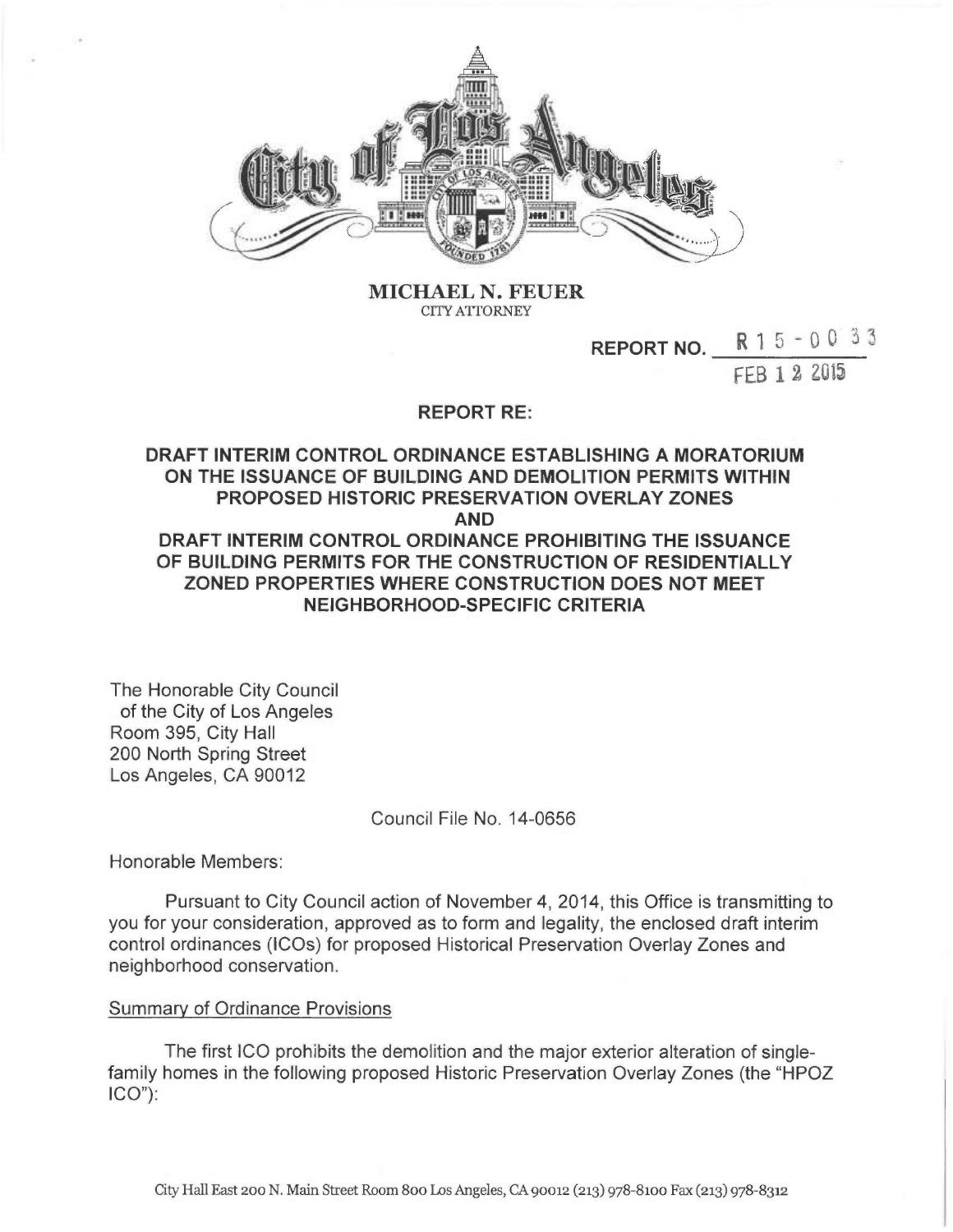**MICHAEL N. FEUER**
CITY ATTORNEY

REPORT NO. R 1 5 - 0 0 3 3

FEB 1 2 2015

## REPORT RE:

## DRAFT INTERIM CONTROL ORDINANCE ESTABLISHING A MORATORIUM ON THE ISSUANCE OF BUILDING AND DEMOLITION PERMITS WITHIN PROPOSED HISTORIC PRESERVATION OVERLAY ZONES AND DRAFT INTERIM CONTROL ORDINANCE PROHIBITING THE ISSUANCE OF BUILDING PERMITS FOR THE CONSTRUCTION OF RESIDENTIALLY ZONED PROPERTIES WHERE CONSTRUCTION DOES NOT MEET NEIGHBORHOOD-SPECIFIC CRITERIA

The Honorable City Council
of the City of Los Angeles
Room 395, City Hall
200 North Spring Street
Los Angeles, CA 90012

Council File No. 14-0656

Honorable Members:

Pursuant to City Council action of November 4, 2014, this Office is transmitting to you for your consideration, approved as to form and legality, the enclosed draft interim control ordinances (ICOs) for proposed Historical Preservation Overlay Zones and neighborhood conservation.

Summary of Ordinance Provisions

The first ICO prohibits the demolition and the major exterior alteration of single-family homes in the following proposed Historic Preservation Overlay Zones (the "HPOZ ICO"):

City Hall East 200 N. Main Street Room 800 Los Angeles, CA 90012 (213) 978-8100 Fax (213) 978-8312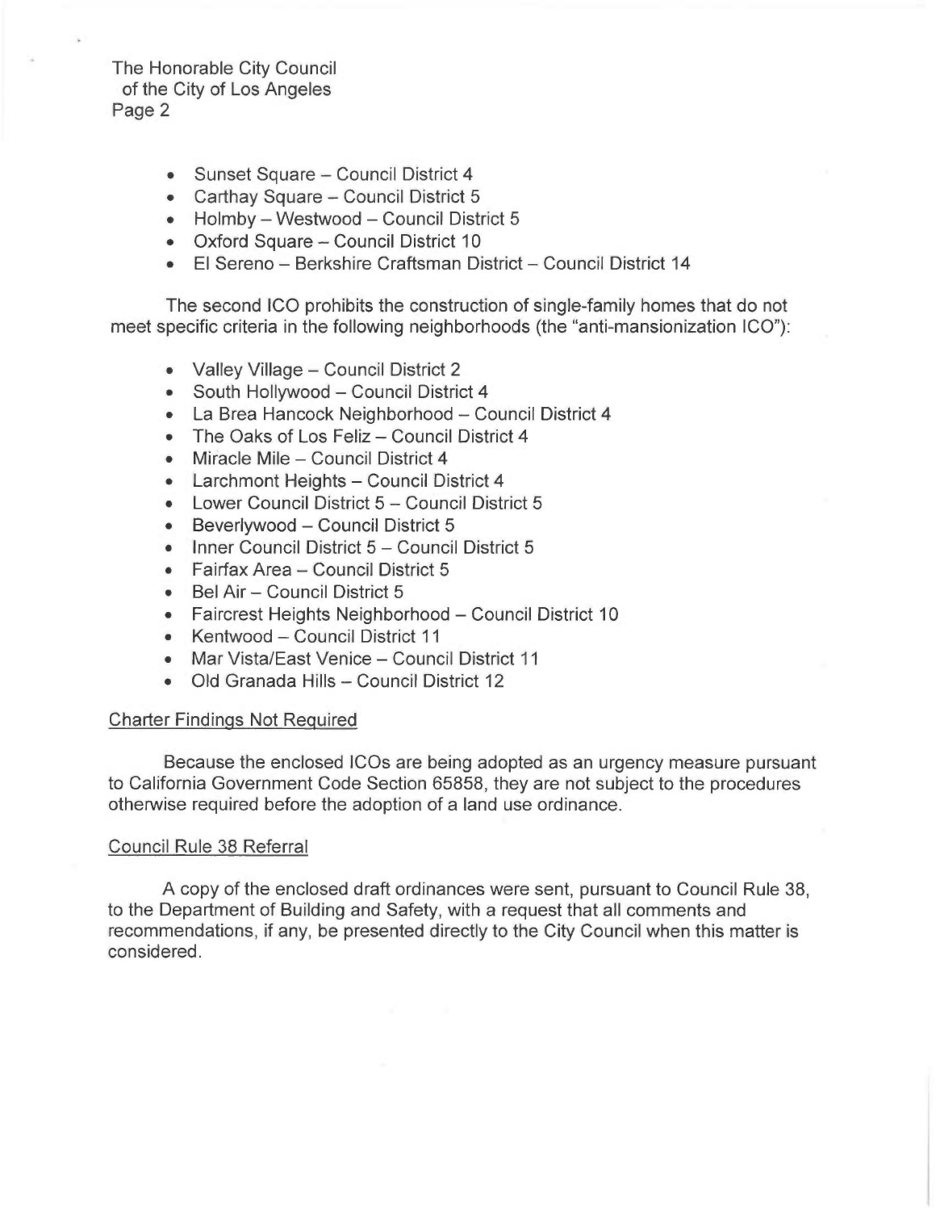- Sunset Square – Council District 4
- Carthay Square – Council District 5
- Holmby – Westwood – Council District 5
- Oxford Square – Council District 10
- El Sereno – Berkshire Craftsman District – Council District 14

The second ICO prohibits the construction of single-family homes that do not meet specific criteria in the following neighborhoods (the "anti-mansionization ICO"):

- Valley Village – Council District 2
- South Hollywood – Council District 4
- La Brea Hancock Neighborhood – Council District 4
- The Oaks of Los Feliz – Council District 4
- Miracle Mile – Council District 4
- Larchmont Heights – Council District 4
- Lower Council District 5 – Council District 5
- Beverlywood – Council District 5
- Inner Council District 5 – Council District 5
- Fairfax Area – Council District 5
- Bel Air – Council District 5
- Faircrest Heights Neighborhood – Council District 10
- Kentwood – Council District 11
- Mar Vista/East Venice – Council District 11
- Old Granada Hills – Council District 12

## Charter Findings Not Required

Because the enclosed ICOs are being adopted as an urgency measure pursuant to California Government Code Section 65858, they are not subject to the procedures otherwise required before the adoption of a land use ordinance.

## Council Rule 38 Referral

A copy of the enclosed draft ordinances were sent, pursuant to Council Rule 38, to the Department of Building and Safety, with a request that all comments and recommendations, if any, be presented directly to the City Council when this matter is considered.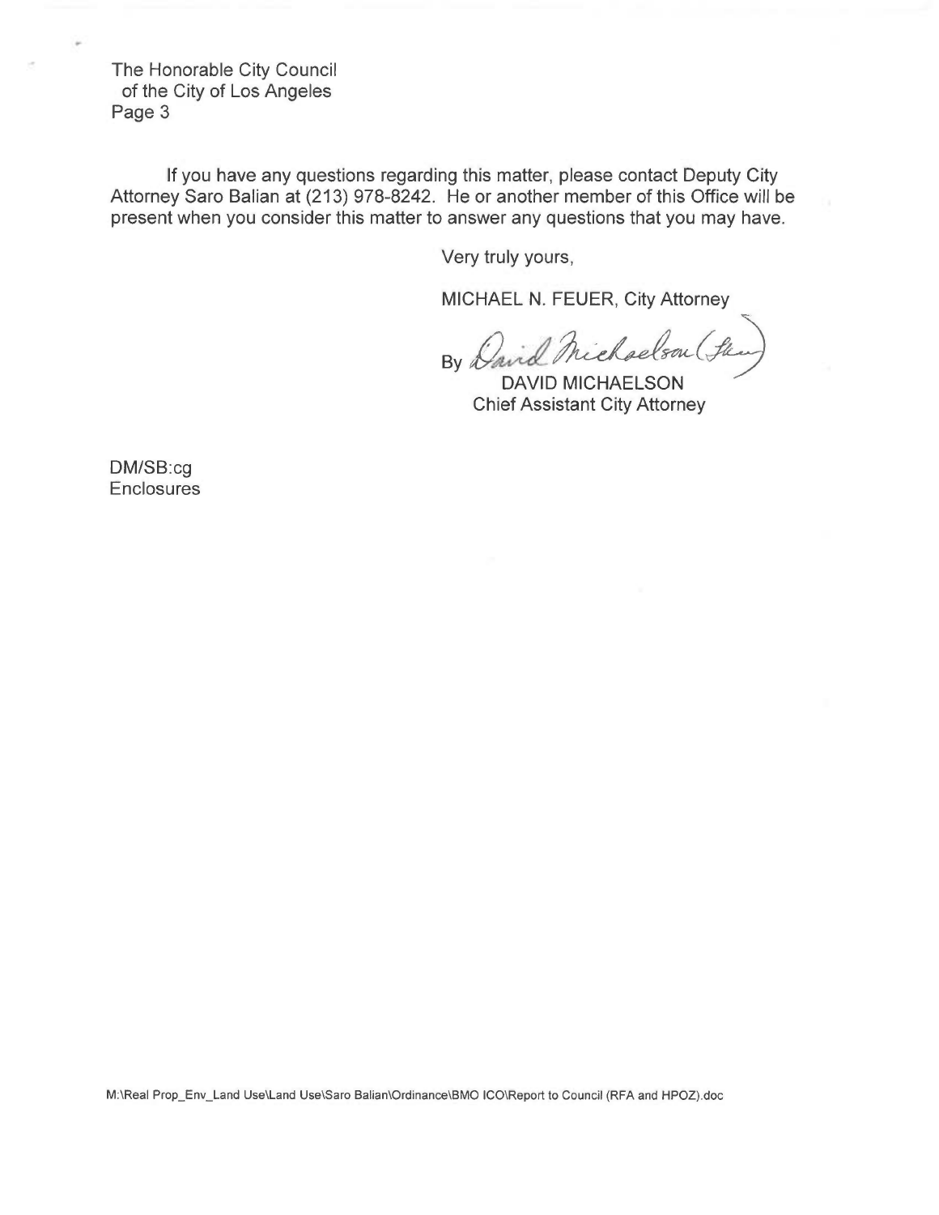The Honorable City Council
of the City of Los Angeles
Page 3

If you have any questions regarding this matter, please contact Deputy City Attorney Saro Balian at (213) 978-8242. He or another member of this Office will be present when you consider this matter to answer any questions that you may have.

Very truly yours,

MICHAEL N. FEUER, City Attorney

By David Michaelson (fsw)

DAVID MICHAELSON
Chief Assistant City Attorney

DM/SB:cg
Enclosures

M:\Real Prop_Env_Land Use\Land Use\Saro Balian\Ordinance\BMO ICO\Report to Council (RFA and HPOZ).doc